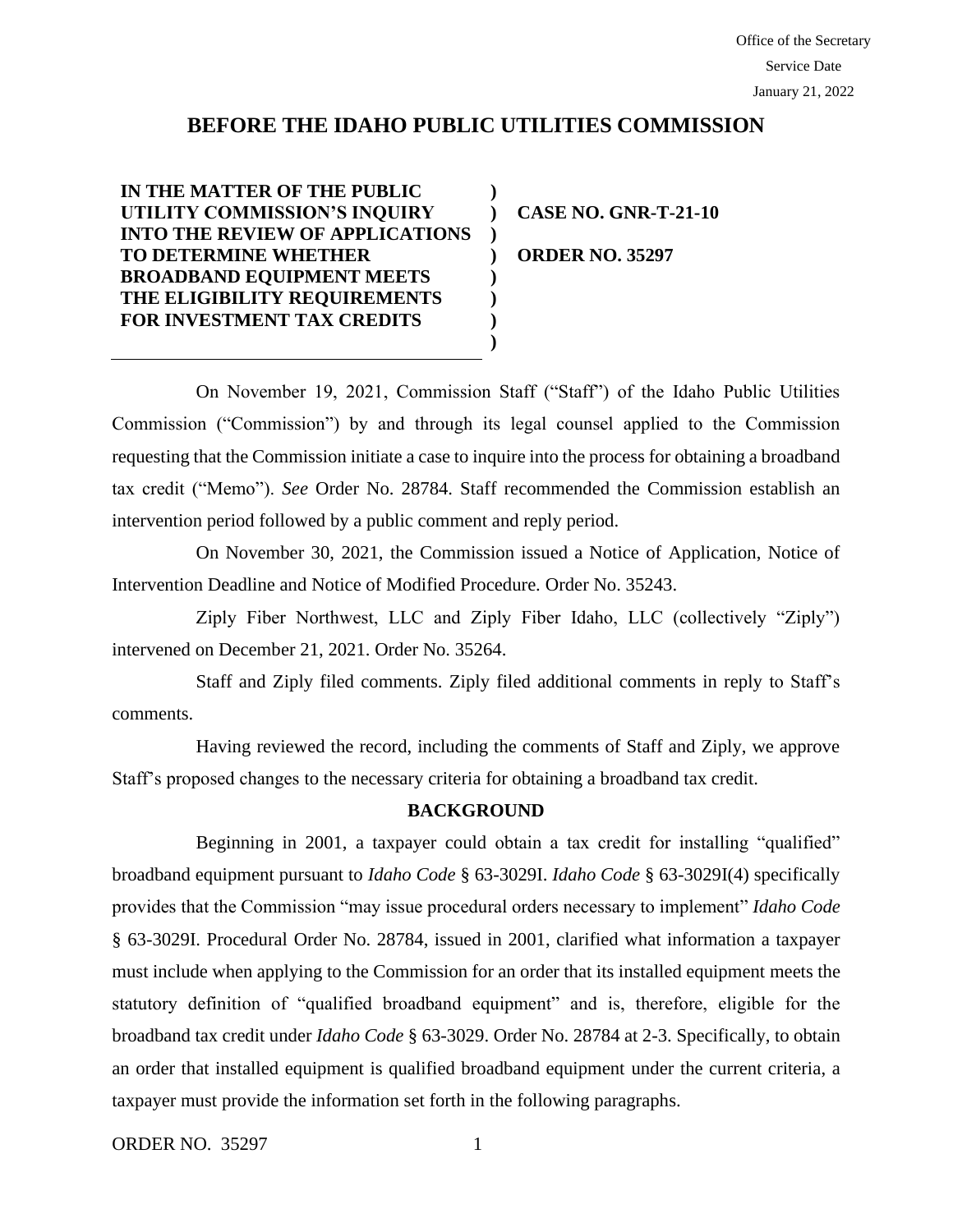Office of the Secretary
Service Date
January 21, 2022

# BEFORE THE IDAHO PUBLIC UTILITIES COMMISSION

| | | |
|---|---|---|
| **IN THE MATTER OF THE PUBLIC UTILITY COMMISSION'S INQUIRY INTO THE REVIEW OF APPLICATIONS TO DETERMINE WHETHER BROADBAND EQUIPMENT MEETS THE ELIGIBILITY REQUIREMENTS FOR INVESTMENT TAX CREDITS** | **)** | **CASE NO. GNR-T-21-10**<br><br>**ORDER NO. 35297** |

On November 19, 2021, Commission Staff ("Staff") of the Idaho Public Utilities Commission ("Commission") by and through its legal counsel applied to the Commission requesting that the Commission initiate a case to inquire into the process for obtaining a broadband tax credit ("Memo"). *See* Order No. 28784. Staff recommended the Commission establish an intervention period followed by a public comment and reply period.

On November 30, 2021, the Commission issued a Notice of Application, Notice of Intervention Deadline and Notice of Modified Procedure. Order No. 35243.

Ziply Fiber Northwest, LLC and Ziply Fiber Idaho, LLC (collectively "Ziply") intervened on December 21, 2021. Order No. 35264.

Staff and Ziply filed comments. Ziply filed additional comments in reply to Staff's comments.

Having reviewed the record, including the comments of Staff and Ziply, we approve Staff's proposed changes to the necessary criteria for obtaining a broadband tax credit.

## BACKGROUND

Beginning in 2001, a taxpayer could obtain a tax credit for installing "qualified" broadband equipment pursuant to *Idaho Code* § 63-3029I. *Idaho Code* § 63-3029I(4) specifically provides that the Commission "may issue procedural orders necessary to implement" *Idaho Code* § 63-3029I. Procedural Order No. 28784, issued in 2001, clarified what information a taxpayer must include when applying to the Commission for an order that its installed equipment meets the statutory definition of "qualified broadband equipment" and is, therefore, eligible for the broadband tax credit under *Idaho Code* § 63-3029. Order No. 28784 at 2-3. Specifically, to obtain an order that installed equipment is qualified broadband equipment under the current criteria, a taxpayer must provide the information set forth in the following paragraphs.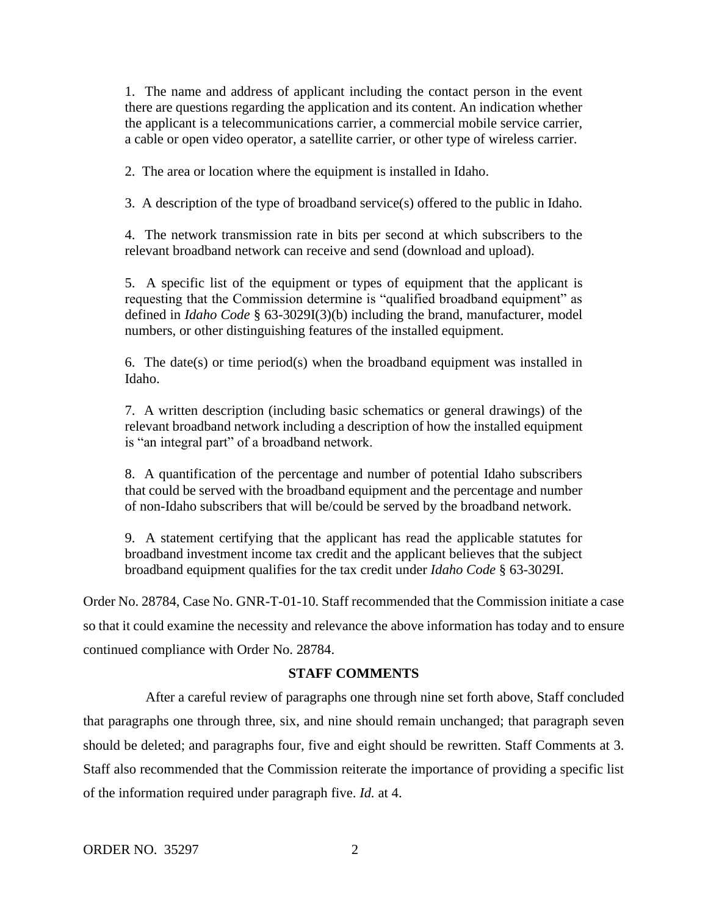1. The name and address of applicant including the contact person in the event there are questions regarding the application and its content. An indication whether the applicant is a telecommunications carrier, a commercial mobile service carrier, a cable or open video operator, a satellite carrier, or other type of wireless carrier.

2. The area or location where the equipment is installed in Idaho.

3. A description of the type of broadband service(s) offered to the public in Idaho.

4. The network transmission rate in bits per second at which subscribers to the relevant broadband network can receive and send (download and upload).

5. A specific list of the equipment or types of equipment that the applicant is requesting that the Commission determine is "qualified broadband equipment" as defined in *Idaho Code* § 63-3029I(3)(b) including the brand, manufacturer, model numbers, or other distinguishing features of the installed equipment.

6. The date(s) or time period(s) when the broadband equipment was installed in Idaho.

7. A written description (including basic schematics or general drawings) of the relevant broadband network including a description of how the installed equipment is "an integral part" of a broadband network.

8. A quantification of the percentage and number of potential Idaho subscribers that could be served with the broadband equipment and the percentage and number of non-Idaho subscribers that will be/could be served by the broadband network.

9. A statement certifying that the applicant has read the applicable statutes for broadband investment income tax credit and the applicant believes that the subject broadband equipment qualifies for the tax credit under *Idaho Code* § 63-3029I.

Order No. 28784, Case No. GNR-T-01-10. Staff recommended that the Commission initiate a case so that it could examine the necessity and relevance the above information has today and to ensure continued compliance with Order No. 28784.

**STAFF COMMENTS**

After a careful review of paragraphs one through nine set forth above, Staff concluded that paragraphs one through three, six, and nine should remain unchanged; that paragraph seven should be deleted; and paragraphs four, five and eight should be rewritten. Staff Comments at 3. Staff also recommended that the Commission reiterate the importance of providing a specific list of the information required under paragraph five. *Id.* at 4.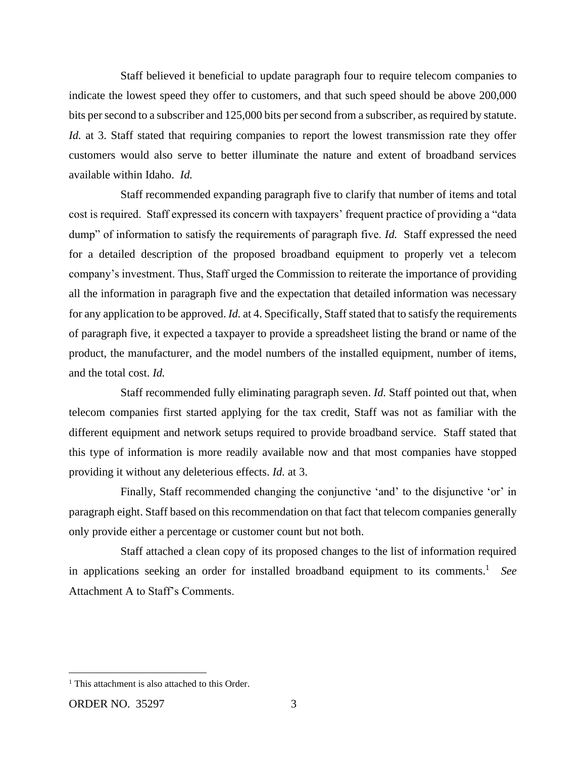Staff believed it beneficial to update paragraph four to require telecom companies to indicate the lowest speed they offer to customers, and that such speed should be above 200,000 bits per second to a subscriber and 125,000 bits per second from a subscriber, as required by statute. *Id.* at 3. Staff stated that requiring companies to report the lowest transmission rate they offer customers would also serve to better illuminate the nature and extent of broadband services available within Idaho. *Id.*

Staff recommended expanding paragraph five to clarify that number of items and total cost is required. Staff expressed its concern with taxpayers' frequent practice of providing a "data dump" of information to satisfy the requirements of paragraph five. *Id.* Staff expressed the need for a detailed description of the proposed broadband equipment to properly vet a telecom company's investment. Thus, Staff urged the Commission to reiterate the importance of providing all the information in paragraph five and the expectation that detailed information was necessary for any application to be approved. *Id.* at 4. Specifically, Staff stated that to satisfy the requirements of paragraph five, it expected a taxpayer to provide a spreadsheet listing the brand or name of the product, the manufacturer, and the model numbers of the installed equipment, number of items, and the total cost. *Id.*

Staff recommended fully eliminating paragraph seven. *Id.* Staff pointed out that, when telecom companies first started applying for the tax credit, Staff was not as familiar with the different equipment and network setups required to provide broadband service. Staff stated that this type of information is more readily available now and that most companies have stopped providing it without any deleterious effects. *Id.* at 3.

Finally, Staff recommended changing the conjunctive 'and' to the disjunctive 'or' in paragraph eight. Staff based on this recommendation on that fact that telecom companies generally only provide either a percentage or customer count but not both.

Staff attached a clean copy of its proposed changes to the list of information required in applications seeking an order for installed broadband equipment to its comments.[1] *See* Attachment A to Staff's Comments.

[1] This attachment is also attached to this Order.

ORDER NO. 35297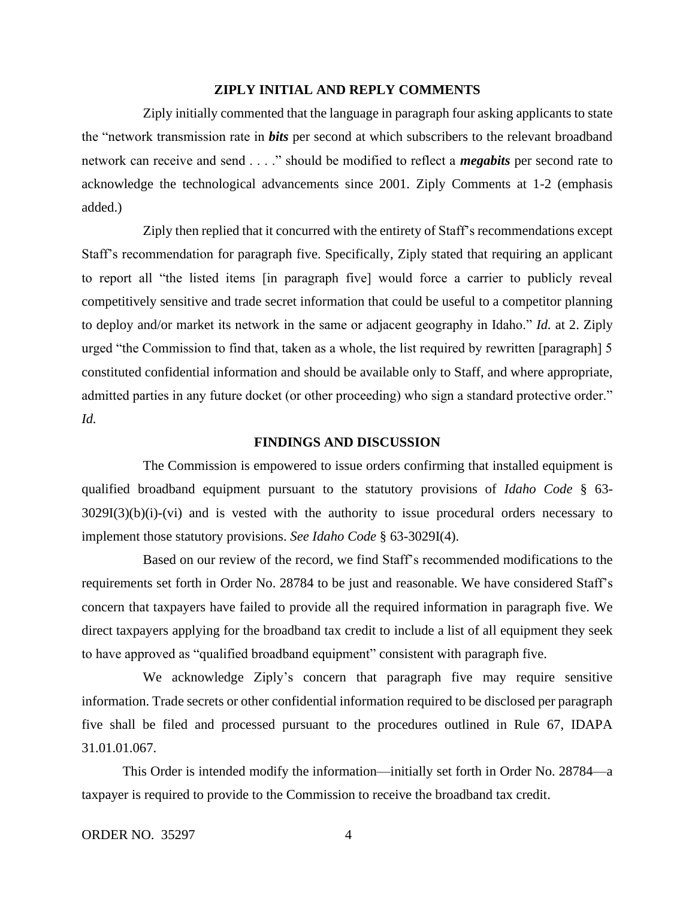## ZIPLY INITIAL AND REPLY COMMENTS

Ziply initially commented that the language in paragraph four asking applicants to state the "network transmission rate in ***bits*** per second at which subscribers to the relevant broadband network can receive and send . . . ." should be modified to reflect a ***megabits*** per second rate to acknowledge the technological advancements since 2001. Ziply Comments at 1-2 (emphasis added.)

Ziply then replied that it concurred with the entirety of Staff's recommendations except Staff's recommendation for paragraph five. Specifically, Ziply stated that requiring an applicant to report all "the listed items [in paragraph five] would force a carrier to publicly reveal competitively sensitive and trade secret information that could be useful to a competitor planning to deploy and/or market its network in the same or adjacent geography in Idaho." *Id.* at 2. Ziply urged "the Commission to find that, taken as a whole, the list required by rewritten [paragraph] 5 constituted confidential information and should be available only to Staff, and where appropriate, admitted parties in any future docket (or other proceeding) who sign a standard protective order." *Id.*

## FINDINGS AND DISCUSSION

The Commission is empowered to issue orders confirming that installed equipment is qualified broadband equipment pursuant to the statutory provisions of *Idaho Code* § 63-3029I(3)(b)(i)-(vi) and is vested with the authority to issue procedural orders necessary to implement those statutory provisions. *See Idaho Code* § 63-3029I(4).

Based on our review of the record, we find Staff's recommended modifications to the requirements set forth in Order No. 28784 to be just and reasonable. We have considered Staff's concern that taxpayers have failed to provide all the required information in paragraph five. We direct taxpayers applying for the broadband tax credit to include a list of all equipment they seek to have approved as "qualified broadband equipment" consistent with paragraph five.

We acknowledge Ziply's concern that paragraph five may require sensitive information. Trade secrets or other confidential information required to be disclosed per paragraph five shall be filed and processed pursuant to the procedures outlined in Rule 67, IDAPA 31.01.01.067.

This Order is intended modify the information—initially set forth in Order No. 28784—a taxpayer is required to provide to the Commission to receive the broadband tax credit.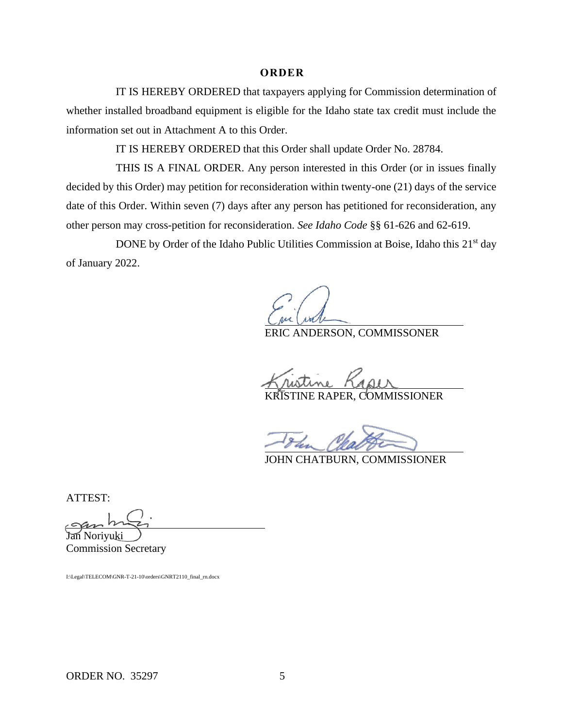## ORDER

IT IS HEREBY ORDERED that taxpayers applying for Commission determination of whether installed broadband equipment is eligible for the Idaho state tax credit must include the information set out in Attachment A to this Order.

IT IS HEREBY ORDERED that this Order shall update Order No. 28784.

THIS IS A FINAL ORDER. Any person interested in this Order (or in issues finally decided by this Order) may petition for reconsideration within twenty-one (21) days of the service date of this Order. Within seven (7) days after any person has petitioned for reconsideration, any other person may cross-petition for reconsideration. *See Idaho Code* §§ 61-626 and 62-619.

DONE by Order of the Idaho Public Utilities Commission at Boise, Idaho this 21st day of January 2022.

ERIC ANDERSON, COMMISSONER

KRISTINE RAPER, COMMISSIONER

JOHN CHATBURN, COMMISSIONER

ATTEST:

Jan Noriyuki
Commission Secretary

I:\Legal\TELECOM\GNR-T-21-10\orders\GNRT2110_final_rn.docx

ORDER NO. 35297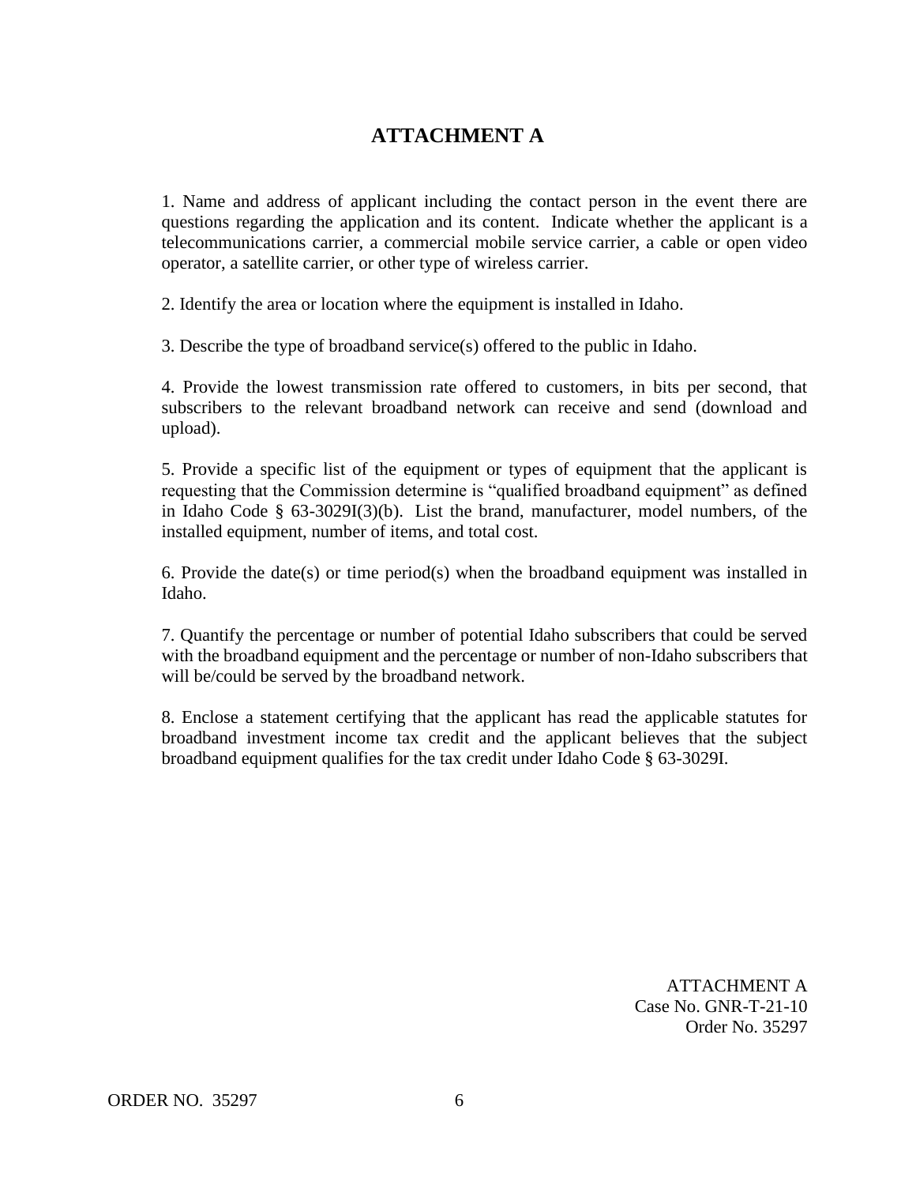# ATTACHMENT A

1. Name and address of applicant including the contact person in the event there are questions regarding the application and its content. Indicate whether the applicant is a telecommunications carrier, a commercial mobile service carrier, a cable or open video operator, a satellite carrier, or other type of wireless carrier.

2. Identify the area or location where the equipment is installed in Idaho.

3. Describe the type of broadband service(s) offered to the public in Idaho.

4. Provide the lowest transmission rate offered to customers, in bits per second, that subscribers to the relevant broadband network can receive and send (download and upload).

5. Provide a specific list of the equipment or types of equipment that the applicant is requesting that the Commission determine is "qualified broadband equipment" as defined in Idaho Code § 63-3029I(3)(b). List the brand, manufacturer, model numbers, of the installed equipment, number of items, and total cost.

6. Provide the date(s) or time period(s) when the broadband equipment was installed in Idaho.

7. Quantify the percentage or number of potential Idaho subscribers that could be served with the broadband equipment and the percentage or number of non-Idaho subscribers that will be/could be served by the broadband network.

8. Enclose a statement certifying that the applicant has read the applicable statutes for broadband investment income tax credit and the applicant believes that the subject broadband equipment qualifies for the tax credit under Idaho Code § 63-3029I.

ATTACHMENT A
Case No. GNR-T-21-10
Order No. 35297